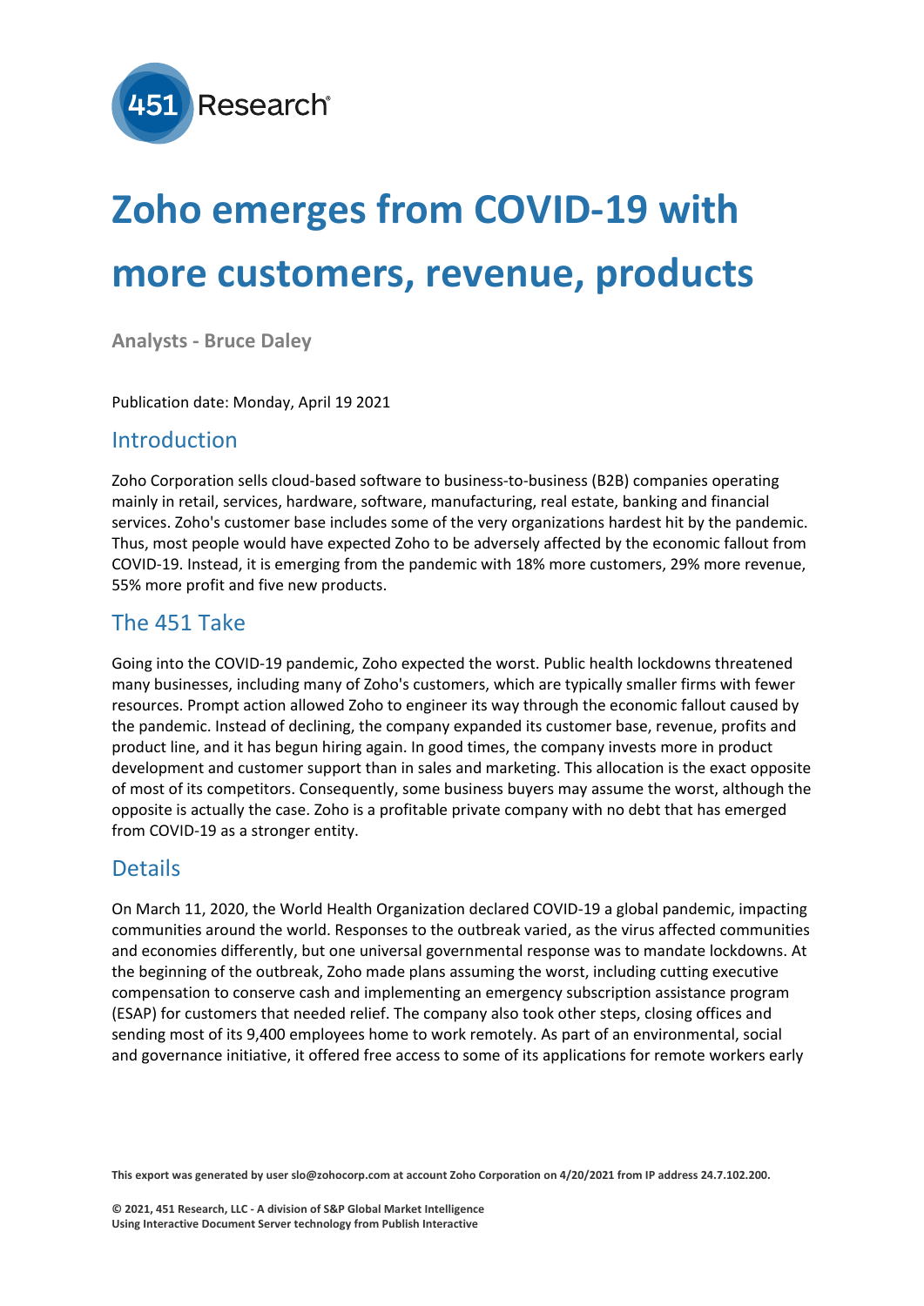# Zoho emerges from COVID-19 with more customers, revenue, products

**Analysts - Bruce Daley**

Publication date: Monday, April 19 2021

## Introduction

Zoho Corporation sells cloud-based software to business-to-business (B2B) companies operating mainly in retail, services, hardware, software, manufacturing, real estate, banking and financial services. Zoho's customer base includes some of the very organizations hardest hit by the pandemic. Thus, most people would have expected Zoho to be adversely affected by the economic fallout from COVID-19. Instead, it is emerging from the pandemic with 18% more customers, 29% more revenue, 55% more profit and five new products.

## The 451 Take

Going into the COVID-19 pandemic, Zoho expected the worst. Public health lockdowns threatened many businesses, including many of Zoho's customers, which are typically smaller firms with fewer resources. Prompt action allowed Zoho to engineer its way through the economic fallout caused by the pandemic. Instead of declining, the company expanded its customer base, revenue, profits and product line, and it has begun hiring again. In good times, the company invests more in product development and customer support than in sales and marketing. This allocation is the exact opposite of most of its competitors. Consequently, some business buyers may assume the worst, although the opposite is actually the case. Zoho is a profitable private company with no debt that has emerged from COVID-19 as a stronger entity.

## Details

On March 11, 2020, the World Health Organization declared COVID-19 a global pandemic, impacting communities around the world. Responses to the outbreak varied, as the virus affected communities and economies differently, but one universal governmental response was to mandate lockdowns. At the beginning of the outbreak, Zoho made plans assuming the worst, including cutting executive compensation to conserve cash and implementing an emergency subscription assistance program (ESAP) for customers that needed relief. The company also took other steps, closing offices and sending most of its 9,400 employees home to work remotely. As part of an environmental, social and governance initiative, it offered free access to some of its applications for remote workers early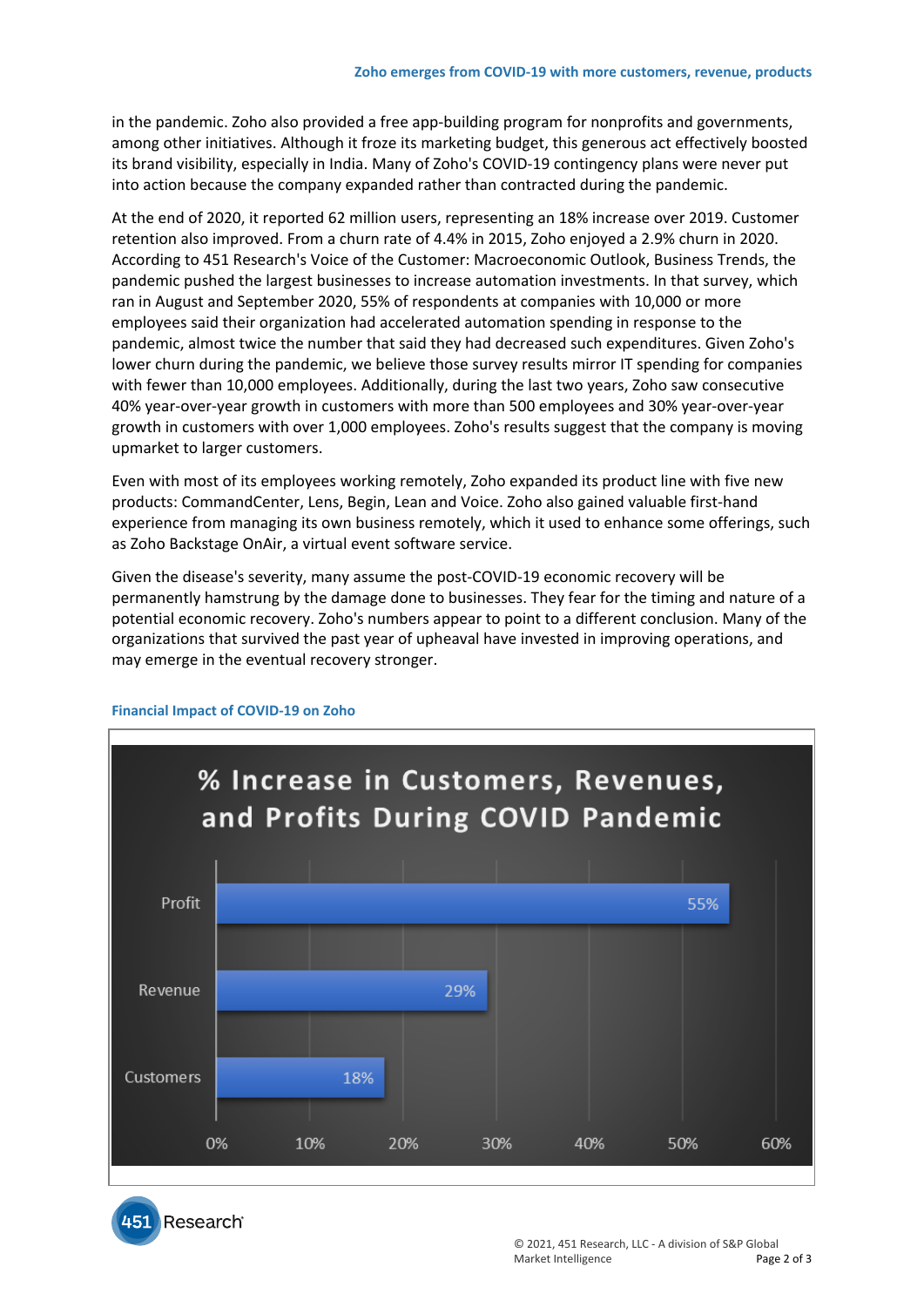in the pandemic. Zoho also provided a free app-building program for nonprofits and governments, among other initiatives. Although it froze its marketing budget, this generous act effectively boosted its brand visibility, especially in India. Many of Zoho's COVID-19 contingency plans were never put into action because the company expanded rather than contracted during the pandemic.

At the end of 2020, it reported 62 million users, representing an 18% increase over 2019. Customer retention also improved. From a churn rate of 4.4% in 2015, Zoho enjoyed a 2.9% churn in 2020. According to 451 Research's Voice of the Customer: Macroeconomic Outlook, Business Trends, the pandemic pushed the largest businesses to increase automation investments. In that survey, which ran in August and September 2020, 55% of respondents at companies with 10,000 or more employees said their organization had accelerated automation spending in response to the pandemic, almost twice the number that said they had decreased such expenditures. Given Zoho's lower churn during the pandemic, we believe those survey results mirror IT spending for companies with fewer than 10,000 employees. Additionally, during the last two years, Zoho saw consecutive 40% year-over-year growth in customers with more than 500 employees and 30% year-over-year growth in customers with over 1,000 employees. Zoho's results suggest that the company is moving upmarket to larger customers.

Even with most of its employees working remotely, Zoho expanded its product line with five new products: CommandCenter, Lens, Begin, Lean and Voice. Zoho also gained valuable first-hand experience from managing its own business remotely, which it used to enhance some offerings, such as Zoho Backstage OnAir, a virtual event software service.

Given the disease's severity, many assume the post-COVID-19 economic recovery will be permanently hamstrung by the damage done to businesses. They fear for the timing and nature of a potential economic recovery. Zoho's numbers appear to point to a different conclusion. Many of the organizations that survived the past year of upheaval have invested in improving operations, and may emerge in the eventual recovery stronger.

**Financial Impact of COVID-19 on Zoho**

**% Increase in Customers, Revenues, and Profits During COVID Pandemic**

| Category | % Increase |
|---|---|
| Profit | 55% |
| Revenue | 29% |
| Customers | 18% |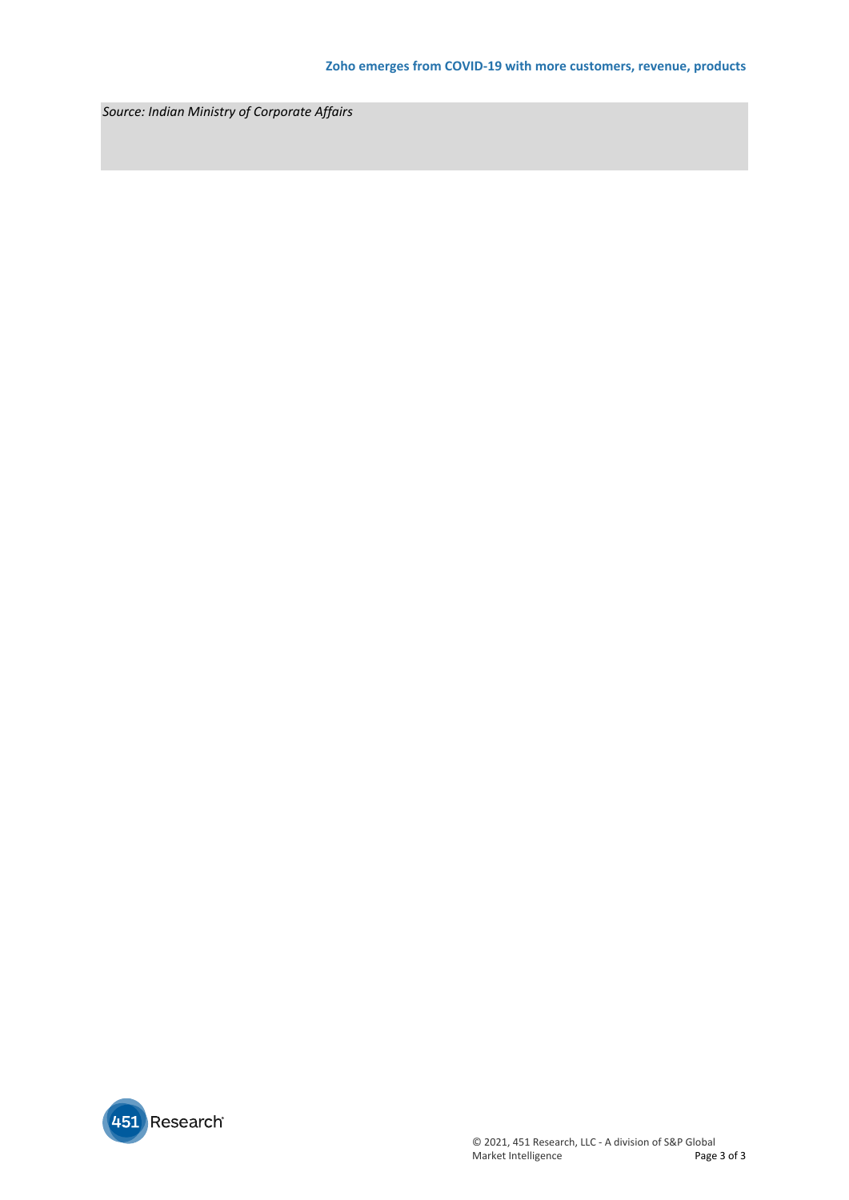*Source: Indian Ministry of Corporate Affairs*